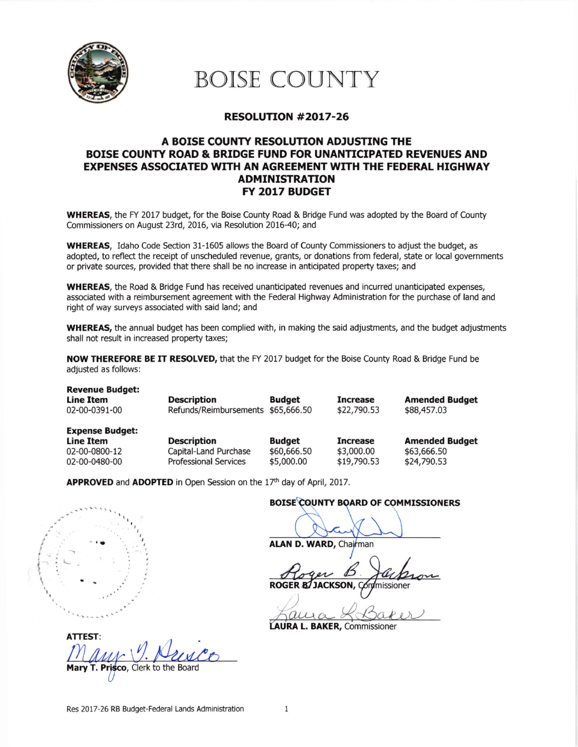# BOISE COUNTY

## RESOLUTION #2017-26

## A BOISE COUNTY RESOLUTION ADJUSTING THE BOISE COUNTY ROAD & BRIDGE FUND FOR UNANTICIPATED REVENUES AND EXPENSES ASSOCIATED WITH AN AGREEMENT WITH THE FEDERAL HIGHWAY ADMINISTRATION FY 2017 BUDGET

**WHEREAS**, the FY 2017 budget, for the Boise County Road & Bridge Fund was adopted by the Board of County Commissioners on August 23rd, 2016, via Resolution 2016-40; and

**WHEREAS**, Idaho Code Section 31-1605 allows the Board of County Commissioners to adjust the budget, as adopted, to reflect the receipt of unscheduled revenue, grants, or donations from federal, state or local governments or private sources, provided that there shall be no increase in anticipated property taxes; and

**WHEREAS**, the Road & Bridge Fund has received unanticipated revenues and incurred unanticipated expenses, associated with a reimbursement agreement with the Federal Highway Administration for the purchase of land and right of way surveys associated with said land; and

**WHEREAS,** the annual budget has been complied with, in making the said adjustments, and the budget adjustments shall not result in increased property taxes;

**NOW THEREFORE BE IT RESOLVED,** that the FY 2017 budget for the Boise County Road & Bridge Fund be adjusted as follows:

**Revenue Budget:**

| Line Item | Description | Budget | Increase | Amended Budget |
|---|---|---|---|---|
| 02-00-0391-00 | Refunds/Reimbursements | $65,666.50 | $22,790.53 | $88,457.03 |

**Expense Budget:**

| Line Item | Description | Budget | Increase | Amended Budget |
|---|---|---|---|---|
| 02-00-0800-12 | Capital-Land Purchase | $60,666.50 | $3,000.00 | $63,666.50 |
| 02-00-0480-00 | Professional Services | $5,000.00 | $19,790.53 | $24,790.53 |

**APPROVED** and **ADOPTED** in Open Session on the 17th day of April, 2017.

**BOISE COUNTY BOARD OF COMMISSIONERS**

**ALAN D. WARD,** Chairman

**ROGER B. JACKSON,** Commissioner

**LAURA L. BAKER,** Commissioner

**ATTEST:**

**Mary T. Prisco**, Clerk to the Board

Res 2017-26 RB Budget-Federal Lands Administration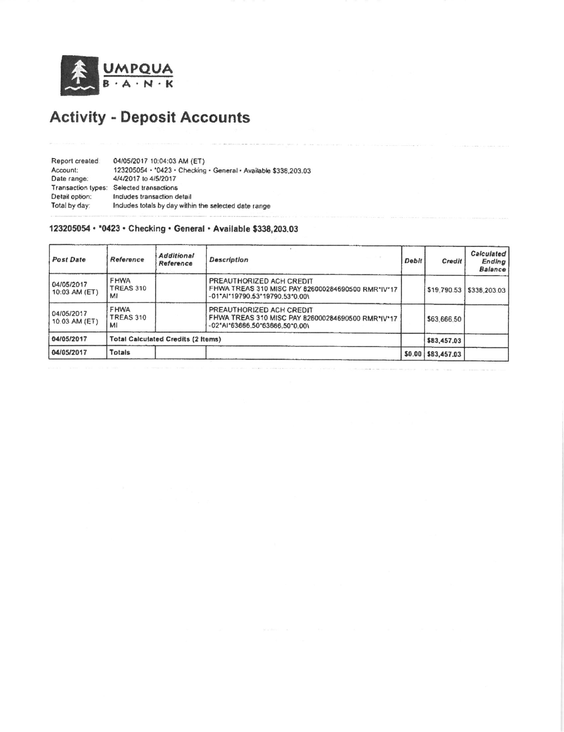UMPQUA BANK

# Activity - Deposit Accounts

Report created: 04/05/2017 10:04:03 AM (ET)
Account: 123205054 • *0423 • Checking • General • Available $338,203.03
Date range: 4/4/2017 to 4/5/2017
Transaction types: Selected transactions
Detail option: Includes transaction detail
Total by day: Includes totals by day within the selected date range

### 123205054 • *0423 • Checking • General • Available $338,203.03

| Post Date | Reference | Additional Reference | Description | Debit | Credit | Calculated Ending Balance |
|---|---|---|---|---|---|---|
| 04/05/2017 10:03 AM (ET) | FHWA TREAS 310 MI | | PREAUTHORIZED ACH CREDIT FHWA TREAS 310 MISC PAY 826000284690500 RMR*IV*17-01*AI*19790.53*19790.53*0.00\ | | $19,790.53 | $338,203.03 |
| 04/05/2017 10:03 AM (ET) | FHWA TREAS 310 MI | | PREAUTHORIZED ACH CREDIT FHWA TREAS 310 MISC PAY 826000284690500 RMR*IV*17-02*AI*63666.50*63666.50*0.00\ | | $63,666.50 | |
| **04/05/2017** | **Total Calculated Credits (2 Items)** | | | | **$83,457.03** | |
| **04/05/2017** | **Totals** | | | **$0.00** | **$83,457.03** | |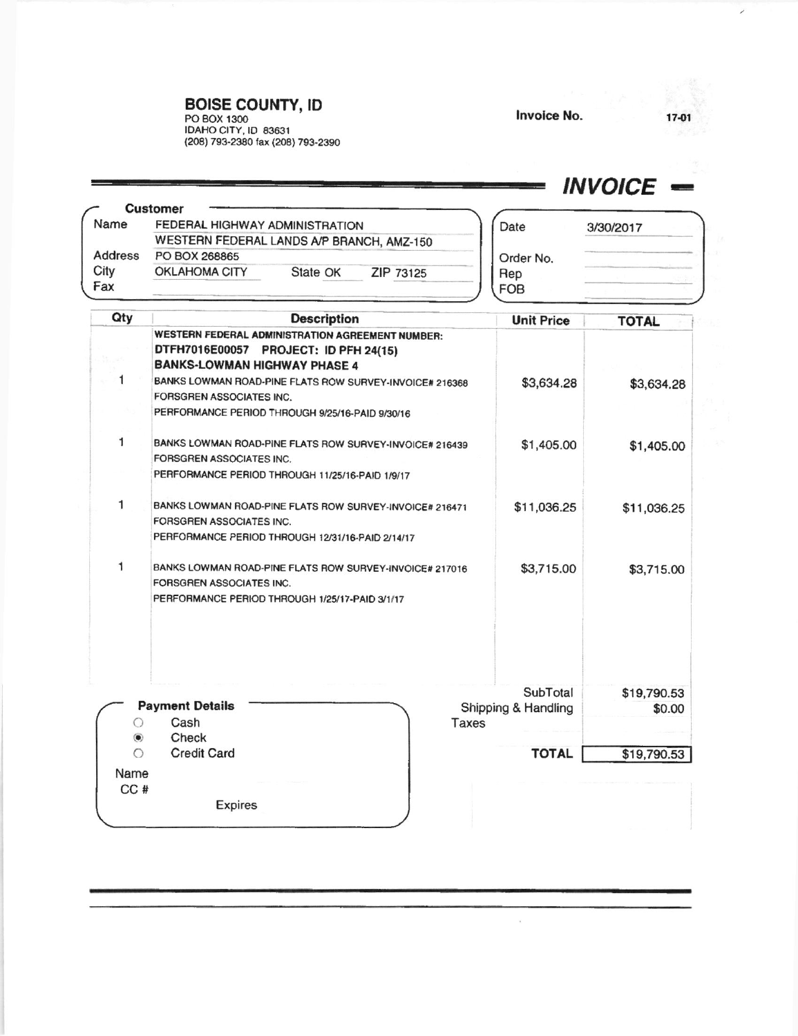## BOISE COUNTY, ID

PO BOX 1300
IDAHO CITY, ID 83631
(208) 793-2380 fax (208) 793-2390

**Invoice No.** 17-01

# *INVOICE*

**Customer**

| | |
|---|---|
| Name | FEDERAL HIGHWAY ADMINISTRATION |
| | WESTERN FEDERAL LANDS A/P BRANCH, AMZ-150 |
| Address | PO BOX 268865 |
| City | OKLAHOMA CITY State OK ZIP 73125 |
| Fax | |

| | |
|---|---|
| Date | 3/30/2017 |
| Order No. | |
| Rep | |
| FOB | |

| Qty | Description | Unit Price | TOTAL |
|---|---|---|---|
| | **WESTERN FEDERAL ADMINISTRATION AGREEMENT NUMBER: DTFH7016E00057 PROJECT: ID PFH 24(15) BANKS-LOWMAN HIGHWAY PHASE 4** | | |
| 1 | BANKS LOWMAN ROAD-PINE FLATS ROW SURVEY-INVOICE# 216368 FORSGREN ASSOCIATES INC. PERFORMANCE PERIOD THROUGH 9/25/16-PAID 9/30/16 | $3,634.28 | $3,634.28 |
| 1 | BANKS LOWMAN ROAD-PINE FLATS ROW SURVEY-INVOICE# 216439 FORSGREN ASSOCIATES INC. PERFORMANCE PERIOD THROUGH 11/25/16-PAID 1/9/17 | $1,405.00 | $1,405.00 |
| 1 | BANKS LOWMAN ROAD-PINE FLATS ROW SURVEY-INVOICE# 216471 FORSGREN ASSOCIATES INC. PERFORMANCE PERIOD THROUGH 12/31/16-PAID 2/14/17 | $11,036.25 | $11,036.25 |
| 1 | BANKS LOWMAN ROAD-PINE FLATS ROW SURVEY-INVOICE# 217016 FORSGREN ASSOCIATES INC. PERFORMANCE PERIOD THROUGH 1/25/17-PAID 3/1/17 | $3,715.00 | $3,715.00 |

**Payment Details**

- ○ Cash
- ◉ Check
- ○ Credit Card

Name
CC #
Expires

| | |
|---|---|
| SubTotal | $19,790.53 |
| Shipping & Handling | $0.00 |
| Taxes | |
| **TOTAL** | $19,790.53 |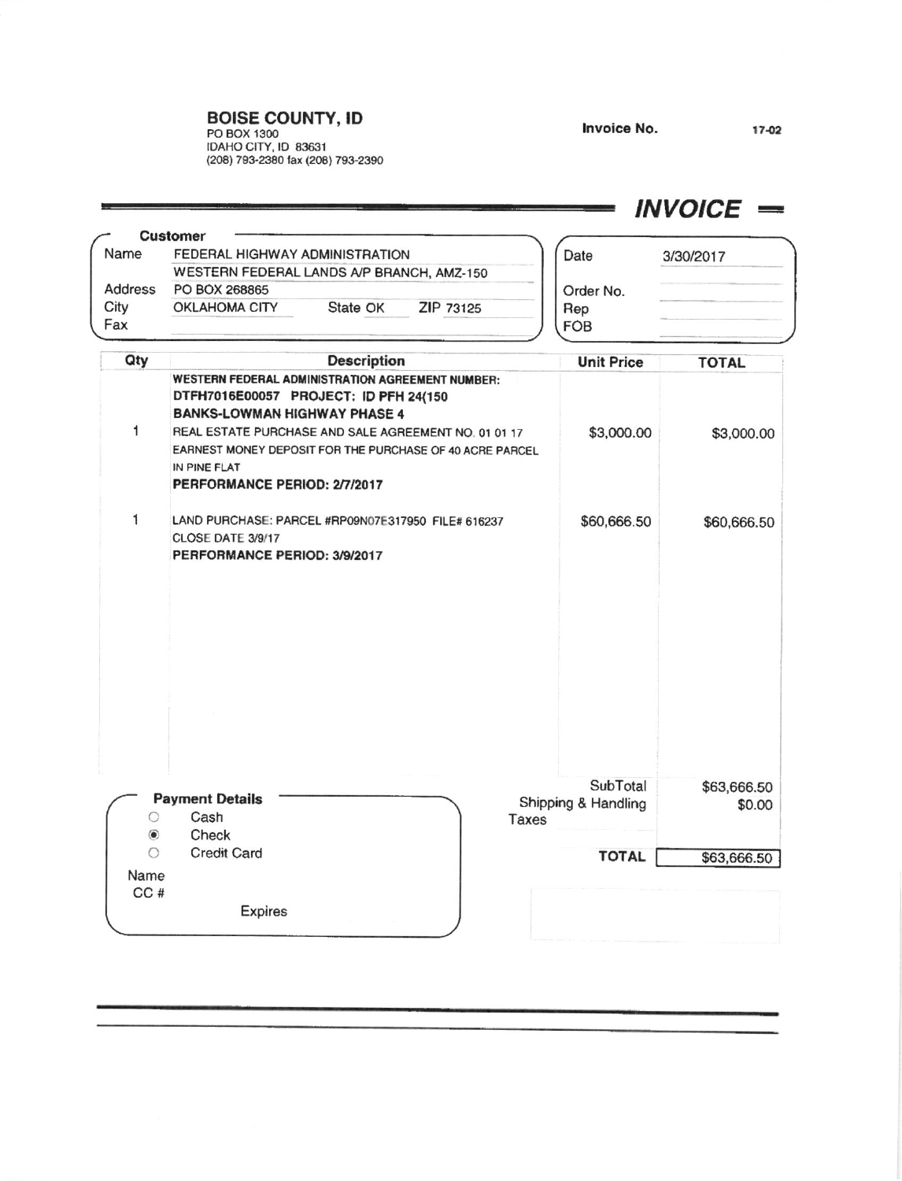**BOISE COUNTY, ID**
PO BOX 1300
IDAHO CITY, ID 83631
(208) 793-2380 fax (208) 793-2390

**Invoice No.** 17-02

## *INVOICE*

**Customer**

Name: FEDERAL HIGHWAY ADMINISTRATION
WESTERN FEDERAL LANDS A/P BRANCH, AMZ-150
Address: PO BOX 268865
City: OKLAHOMA CITY State: OK ZIP: 73125
Fax:

Date: 3/30/2017
Order No.:
Rep:
FOB:

| Qty | Description | Unit Price | TOTAL |
| --- | --- | --- | --- |
| | **WESTERN FEDERAL ADMINISTRATION AGREEMENT NUMBER: DTFH7016E00057 PROJECT: ID PFH 24(150 BANKS-LOWMAN HIGHWAY PHASE 4** | | |
| 1 | REAL ESTATE PURCHASE AND SALE AGREEMENT NO. 01 01 17 EARNEST MONEY DEPOSIT FOR THE PURCHASE OF 40 ACRE PARCEL IN PINE FLAT **PERFORMANCE PERIOD: 2/7/2017** | $3,000.00 | $3,000.00 |
| 1 | LAND PURCHASE: PARCEL #RP09N07E317950 FILE# 616237 CLOSE DATE 3/9/17 **PERFORMANCE PERIOD: 3/9/2017** | $60,666.50 | $60,666.50 |

| | |
| --- | --- |
| SubTotal | $63,666.50 |
| Shipping & Handling | $0.00 |
| Taxes | |
| **TOTAL** | $63,666.50 |

**Payment Details**

- ○ Cash
- ◉ Check
- ○ Credit Card

Name
CC #
Expires